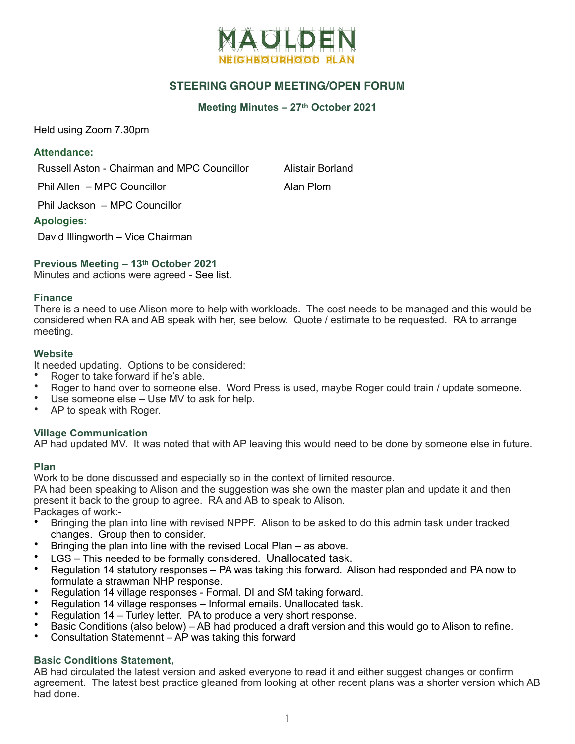# MAULDEN
NEIGHBOURHOOD PLAN

## STEERING GROUP MEETING/OPEN FORUM

### Meeting Minutes – 27th October 2021

Held using Zoom 7.30pm

### Attendance:

Russell Aston - Chairman and MPC Councillor
Phil Allen – MPC Councillor
Phil Jackson – MPC Councillor
Alistair Borland
Alan Plom

### Apologies:

David Illingworth – Vice Chairman

### Previous Meeting – 13th October 2021

Minutes and actions were agreed - See list.

### Finance

There is a need to use Alison more to help with workloads. The cost needs to be managed and this would be considered when RA and AB speak with her, see below. Quote / estimate to be requested. RA to arrange meeting.

### Website

It needed updating. Options to be considered:

- Roger to take forward if he's able.
- Roger to hand over to someone else. Word Press is used, maybe Roger could train / update someone.
- Use someone else – Use MV to ask for help.
- AP to speak with Roger.

### Village Communication

AP had updated MV. It was noted that with AP leaving this would need to be done by someone else in future.

### Plan

Work to be done discussed and especially so in the context of limited resource.
PA had been speaking to Alison and the suggestion was she own the master plan and update it and then present it back to the group to agree. RA and AB to speak to Alison.
Packages of work:-

- Bringing the plan into line with revised NPPF. Alison to be asked to do this admin task under tracked changes. Group then to consider.
- Bringing the plan into line with the revised Local Plan – as above.
- LGS – This needed to be formally considered. Unallocated task.
- Regulation 14 statutory responses – PA was taking this forward. Alison had responded and PA now to formulate a strawman NHP response.
- Regulation 14 village responses - Formal. DI and SM taking forward.
- Regulation 14 village responses – Informal emails. Unallocated task.
- Regulation 14 – Turley letter. PA to produce a very short response.
- Basic Conditions (also below) – AB had produced a draft version and this would go to Alison to refine.
- Consultation Statemennt – AP was taking this forward

### Basic Conditions Statement,

AB had circulated the latest version and asked everyone to read it and either suggest changes or confirm agreement. The latest best practice gleaned from looking at other recent plans was a shorter version which AB had done.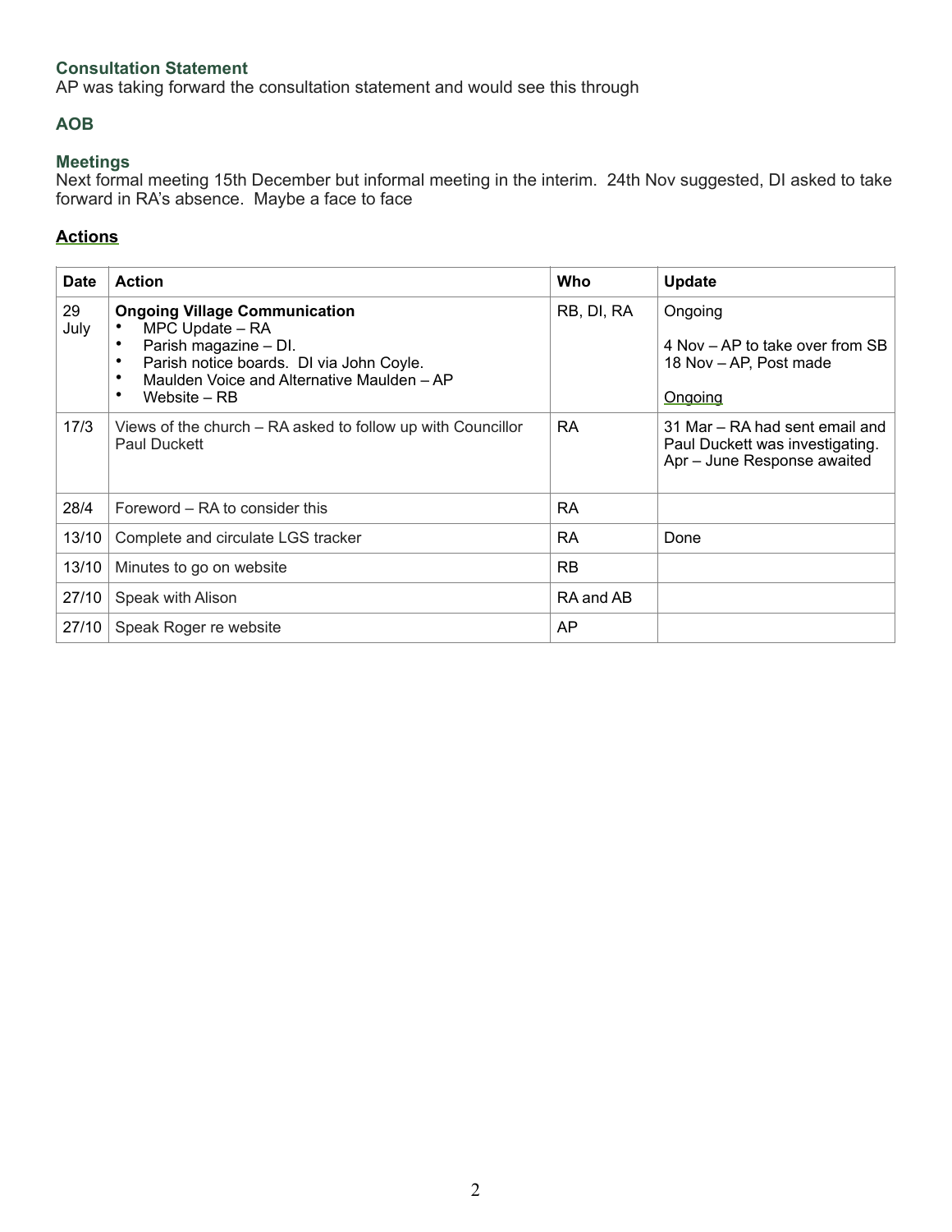### Consultation Statement

AP was taking forward the consultation statement and would see this through

### AOB

### Meetings

Next formal meeting 15th December but informal meeting in the interim. 24th Nov suggested, DI asked to take forward in RA's absence. Maybe a face to face

## Actions

| Date | Action | Who | Update |
|---|---|---|---|
| 29 July | **Ongoing Village Communication**<br>• MPC Update – RA<br>• Parish magazine – DI.<br>• Parish notice boards. DI via John Coyle.<br>• Maulden Voice and Alternative Maulden – AP<br>• Website – RB | RB, DI, RA | Ongoing<br><br>4 Nov – AP to take over from SB<br>18 Nov – AP, Post made<br><br>Ongoing |
| 17/3 | Views of the church – RA asked to follow up with Councillor Paul Duckett | RA | 31 Mar – RA had sent email and Paul Duckett was investigating.<br>Apr – June Response awaited |
| 28/4 | Foreword – RA to consider this | RA | |
| 13/10 | Complete and circulate LGS tracker | RA | Done |
| 13/10 | Minutes to go on website | RB | |
| 27/10 | Speak with Alison | RA and AB | |
| 27/10 | Speak Roger re website | AP | |